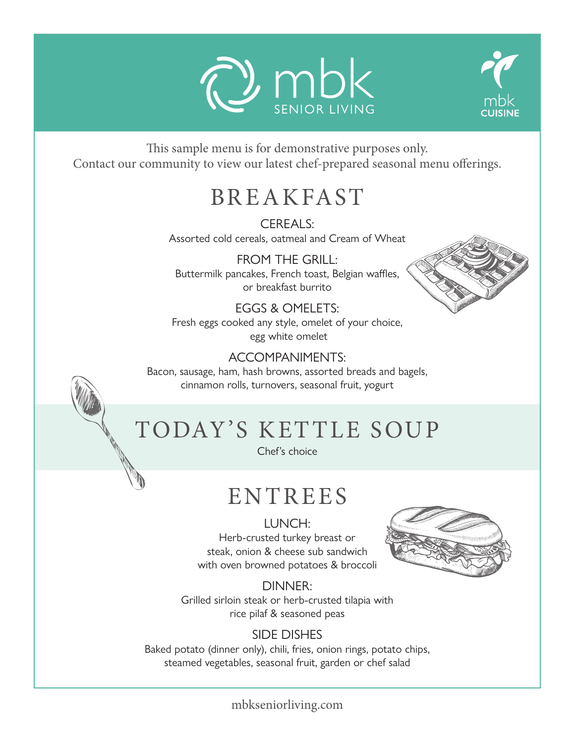mbk SENIOR LIVING

mbk CUISINE

This sample menu is for demonstrative purposes only.
Contact our community to view our latest chef-prepared seasonal menu offerings.

# BREAKFAST

### CEREALS:
Assorted cold cereals, oatmeal and Cream of Wheat

### FROM THE GRILL:
Buttermilk pancakes, French toast, Belgian waffles, or breakfast burrito

### EGGS & OMELETS:
Fresh eggs cooked any style, omelet of your choice, egg white omelet

### ACCOMPANIMENTS:
Bacon, sausage, ham, hash browns, assorted breads and bagels, cinnamon rolls, turnovers, seasonal fruit, yogurt

# TODAY'S KETTLE SOUP

Chef's choice

# ENTREES

### LUNCH:
Herb-crusted turkey breast or steak, onion & cheese sub sandwich with oven browned potatoes & broccoli

### DINNER:
Grilled sirloin steak or herb-crusted tilapia with rice pilaf & seasoned peas

### SIDE DISHES
Baked potato (dinner only), chili, fries, onion rings, potato chips, steamed vegetables, seasonal fruit, garden or chef salad

mbkseniorliving.com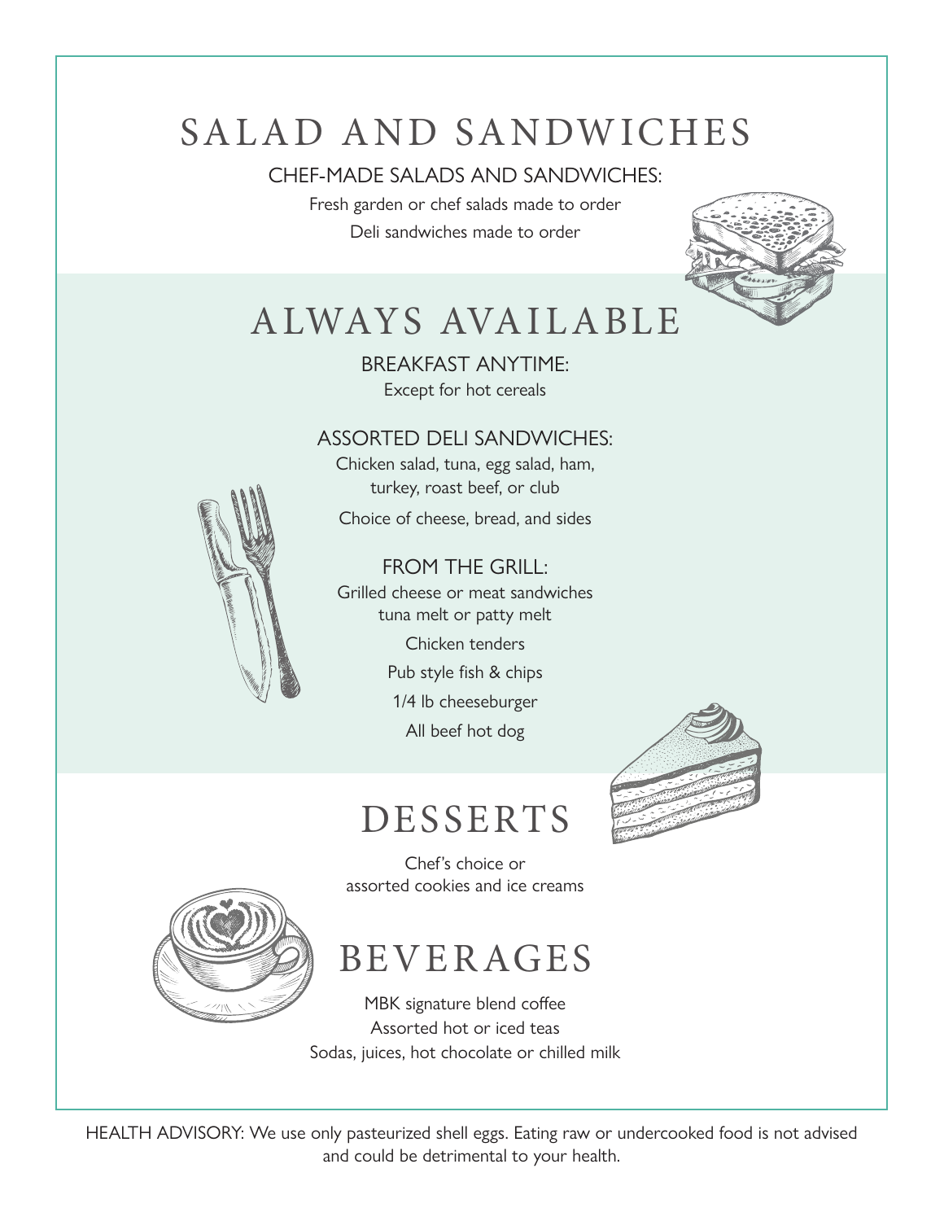# SALAD AND SANDWICHES

### CHEF-MADE SALADS AND SANDWICHES:

Fresh garden or chef salads made to order

Deli sandwiches made to order

# ALWAYS AVAILABLE

### BREAKFAST ANYTIME:

Except for hot cereals

### ASSORTED DELI SANDWICHES:

Chicken salad, tuna, egg salad, ham, turkey, roast beef, or club

Choice of cheese, bread, and sides

### FROM THE GRILL:

Grilled cheese or meat sandwiches tuna melt or patty melt

Chicken tenders

Pub style fish & chips

1/4 lb cheeseburger

All beef hot dog

# DESSERTS

Chef's choice or assorted cookies and ice creams

# BEVERAGES

MBK signature blend coffee

Assorted hot or iced teas

Sodas, juices, hot chocolate or chilled milk

HEALTH ADVISORY: We use only pasteurized shell eggs. Eating raw or undercooked food is not advised and could be detrimental to your health.